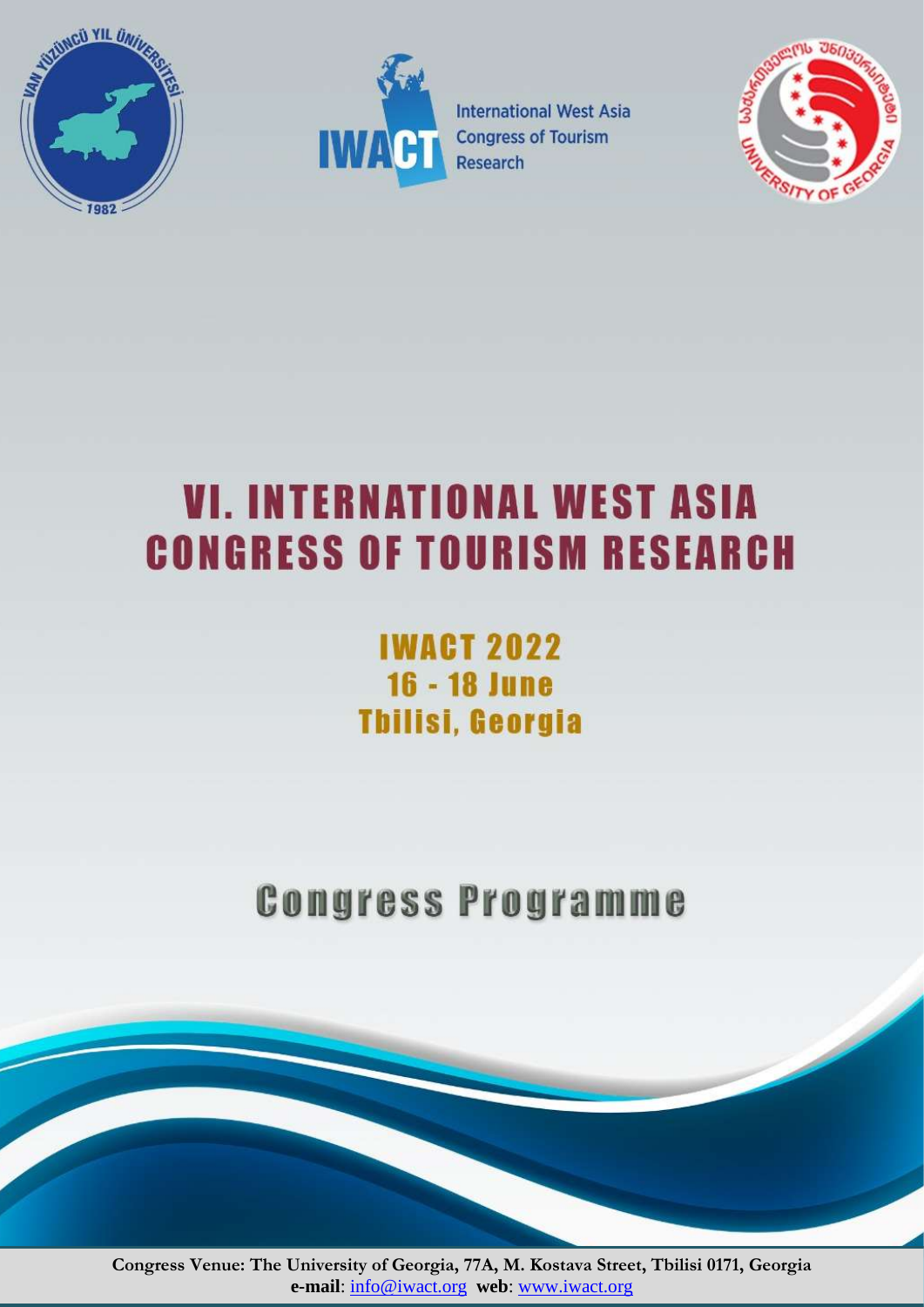International West Asia Congress of Tourism Research

# VI. INTERNATIONAL WEST ASIA CONGRESS OF TOURISM RESEARCH

## IWACT 2022
## 16 - 18 June
## Tbilisi, Georgia

# Congress Programme

**Congress Venue: The University of Georgia, 77A, M. Kostava Street, Tbilisi 0171, Georgia**
**e-mail**: info@iwact.org **web**: www.iwact.org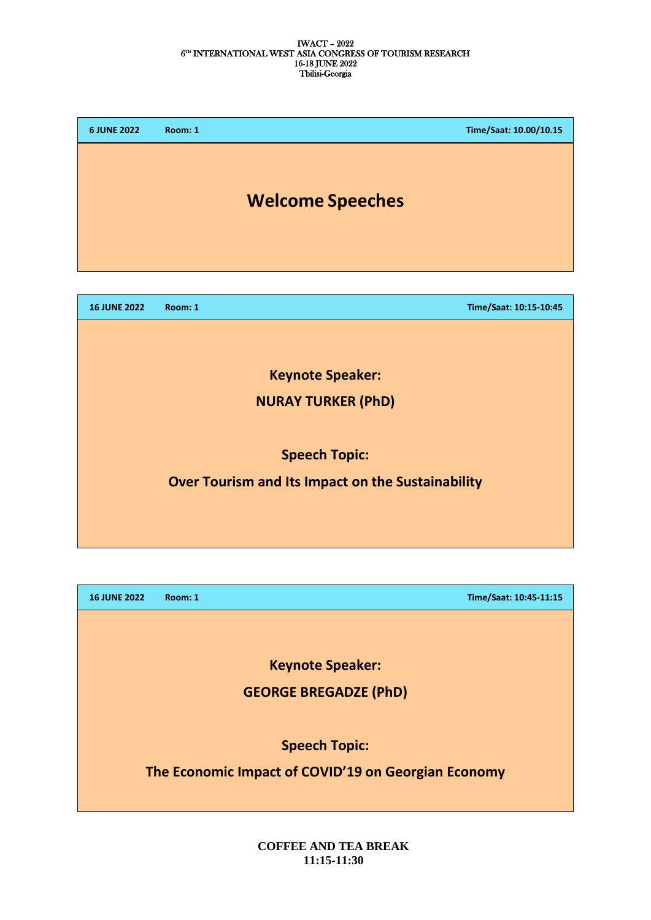IWACT – 2022
6TH INTERNATIONAL WEST ASIA CONGRESS OF TOURISM RESEARCH
16-18 JUNE 2022
Tbilisi-Georgia

**6 JUNE 2022** **Room: 1** **Time/Saat: 10.00/10.15**

## Welcome Speeches

**16 JUNE 2022** **Room: 1** **Time/Saat: 10:15-10:45**

**Keynote Speaker:**

**NURAY TURKER (PhD)**

**Speech Topic:**

**Over Tourism and Its Impact on the Sustainability**

**16 JUNE 2022** **Room: 1** **Time/Saat: 10:45-11:15**

**Keynote Speaker:**

**GEORGE BREGADZE (PhD)**

**Speech Topic:**

**The Economic Impact of COVID'19 on Georgian Economy**

**COFFEE AND TEA BREAK**
**11:15-11:30**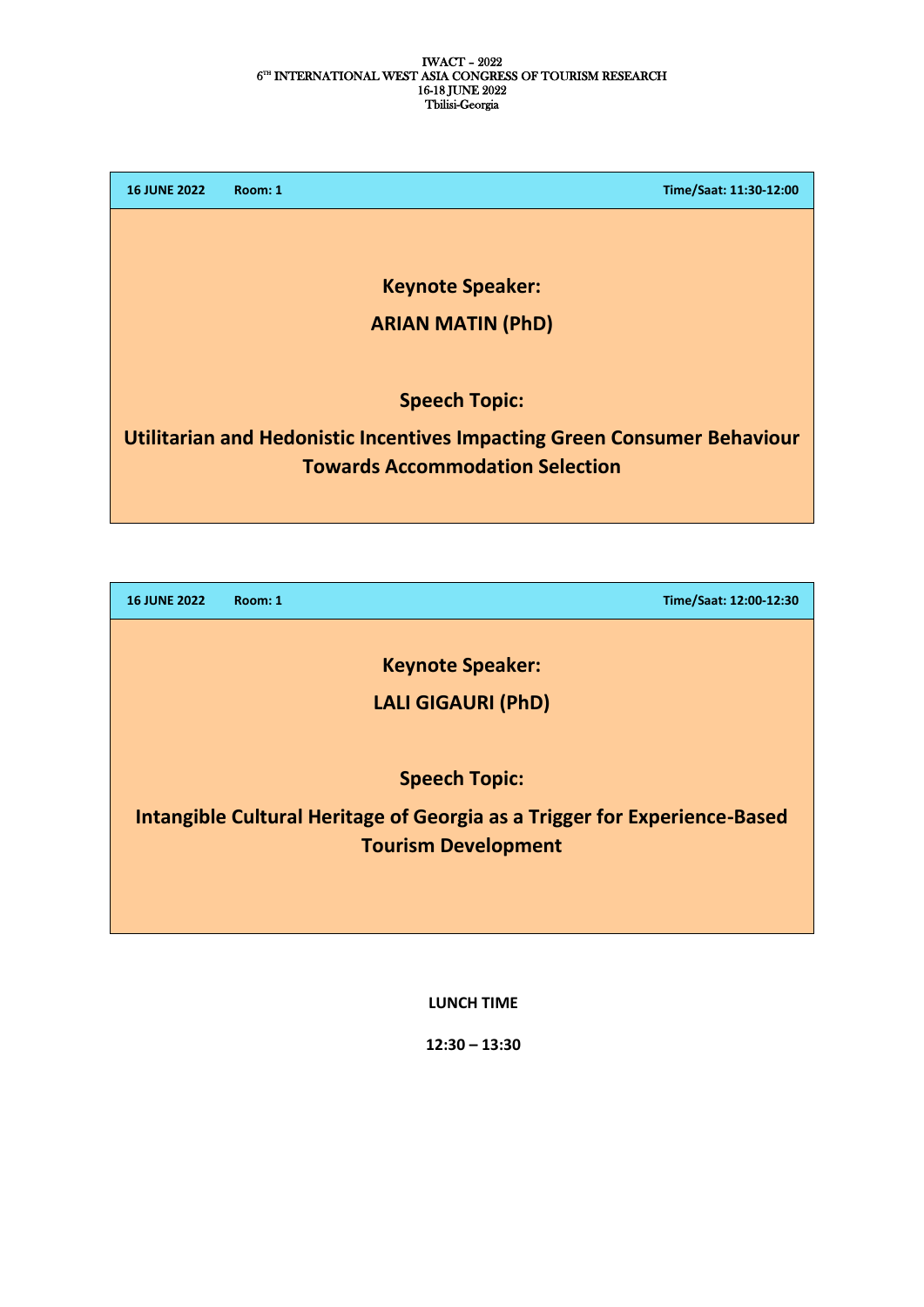**16 JUNE 2022** **Room: 1** **Time/Saat: 11:30-12:00**

**Keynote Speaker:**

**ARIAN MATIN (PhD)**

**Speech Topic:**

**Utilitarian and Hedonistic Incentives Impacting Green Consumer Behaviour Towards Accommodation Selection**

**16 JUNE 2022** **Room: 1** **Time/Saat: 12:00-12:30**

**Keynote Speaker:**

**LALI GIGAURI (PhD)**

**Speech Topic:**

**Intangible Cultural Heritage of Georgia as a Trigger for Experience-Based Tourism Development**

**LUNCH TIME**

**12:30 – 13:30**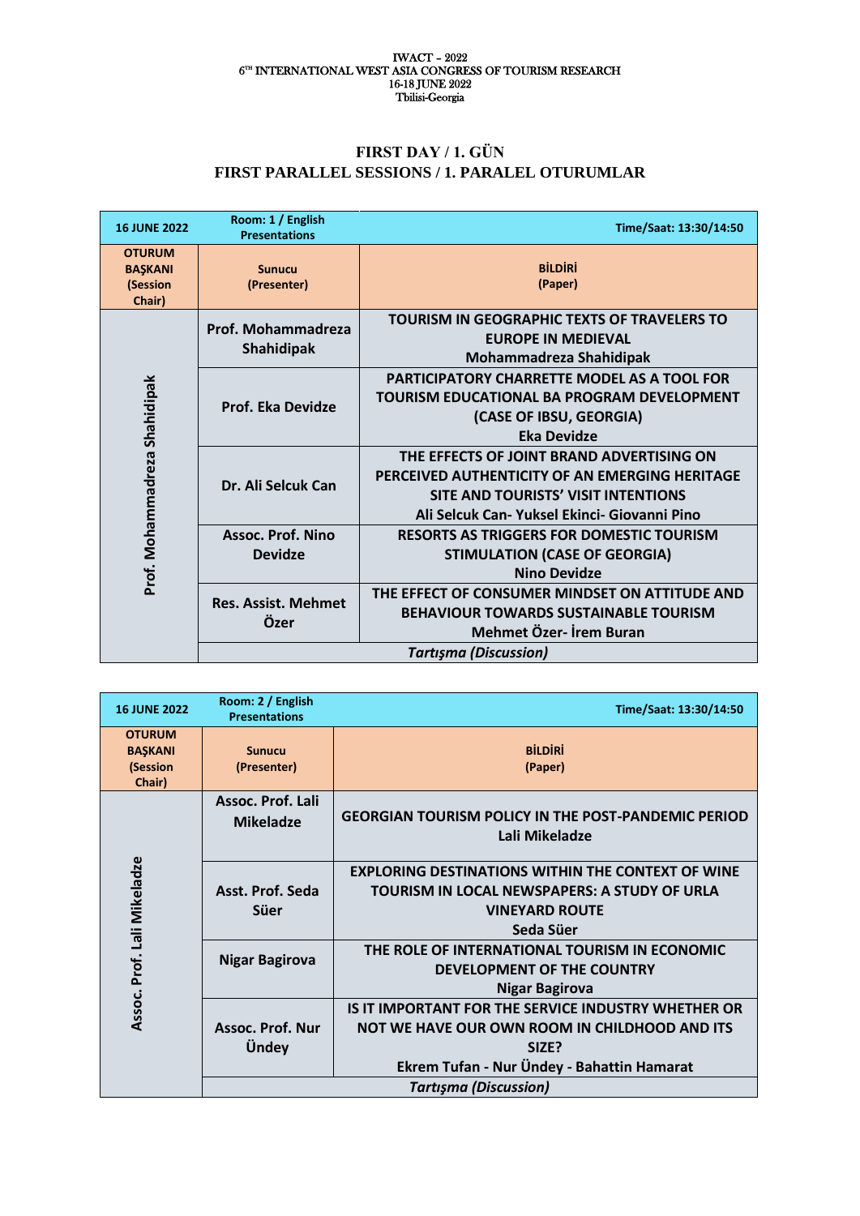IWACT – 2022
6[TH] INTERNATIONAL WEST ASIA CONGRESS OF TOURISM RESEARCH
16-18 JUNE 2022
Tbilisi-Georgia

## FIRST DAY / 1. GÜN
## FIRST PARALLEL SESSIONS / 1. PARALEL OTURUMLAR

| 16 JUNE 2022 | Room: 1 / English Presentations | Time/Saat: 13:30/14:50 |
|---|---|---|
| **OTURUM BAŞKANI (Session Chair)** | **Sunucu (Presenter)** | **BİLDİRİ (Paper)** |
| Prof. Mohammadreza Shahidipak | Prof. Mohammadreza Shahidipak | **TOURISM IN GEOGRAPHIC TEXTS OF TRAVELERS TO EUROPE IN MEDIEVAL** Mohammadreza Shahidipak |
| | Prof. Eka Devidze | **PARTICIPATORY CHARRETTE MODEL AS A TOOL FOR TOURISM EDUCATIONAL BA PROGRAM DEVELOPMENT (CASE OF IBSU, GEORGIA)** Eka Devidze |
| | Dr. Ali Selcuk Can | **THE EFFECTS OF JOINT BRAND ADVERTISING ON PERCEIVED AUTHENTICITY OF AN EMERGING HERITAGE SITE AND TOURISTS' VISIT INTENTIONS** Ali Selcuk Can- Yuksel Ekinci- Giovanni Pino |
| | Assoc. Prof. Nino Devidze | **RESORTS AS TRIGGERS FOR DOMESTIC TOURISM STIMULATION (CASE OF GEORGIA)** Nino Devidze |
| | Res. Assist. Mehmet Özer | **THE EFFECT OF CONSUMER MINDSET ON ATTITUDE AND BEHAVIOUR TOWARDS SUSTAINABLE TOURISM** Mehmet Özer- İrem Buran |
| | *Tartışma (Discussion)* | |

| 16 JUNE 2022 | Room: 2 / English Presentations | Time/Saat: 13:30/14:50 |
|---|---|---|
| **OTURUM BAŞKANI (Session Chair)** | **Sunucu (Presenter)** | **BİLDİRİ (Paper)** |
| Assoc. Prof. Lali Mikeladze | Assoc. Prof. Lali Mikeladze | **GEORGIAN TOURISM POLICY IN THE POST-PANDEMIC PERIOD** Lali Mikeladze |
| | Asst. Prof. Seda Süer | **EXPLORING DESTINATIONS WITHIN THE CONTEXT OF WINE TOURISM IN LOCAL NEWSPAPERS: A STUDY OF URLA VINEYARD ROUTE** Seda Süer |
| | Nigar Bagirova | **THE ROLE OF INTERNATIONAL TOURISM IN ECONOMIC DEVELOPMENT OF THE COUNTRY** Nigar Bagirova |
| | Assoc. Prof. Nur Ündey | **IS IT IMPORTANT FOR THE SERVICE INDUSTRY WHETHER OR NOT WE HAVE OUR OWN ROOM IN CHILDHOOD AND ITS SIZE?** Ekrem Tufan - Nur Ündey - Bahattin Hamarat |
| | *Tartışma (Discussion)* | |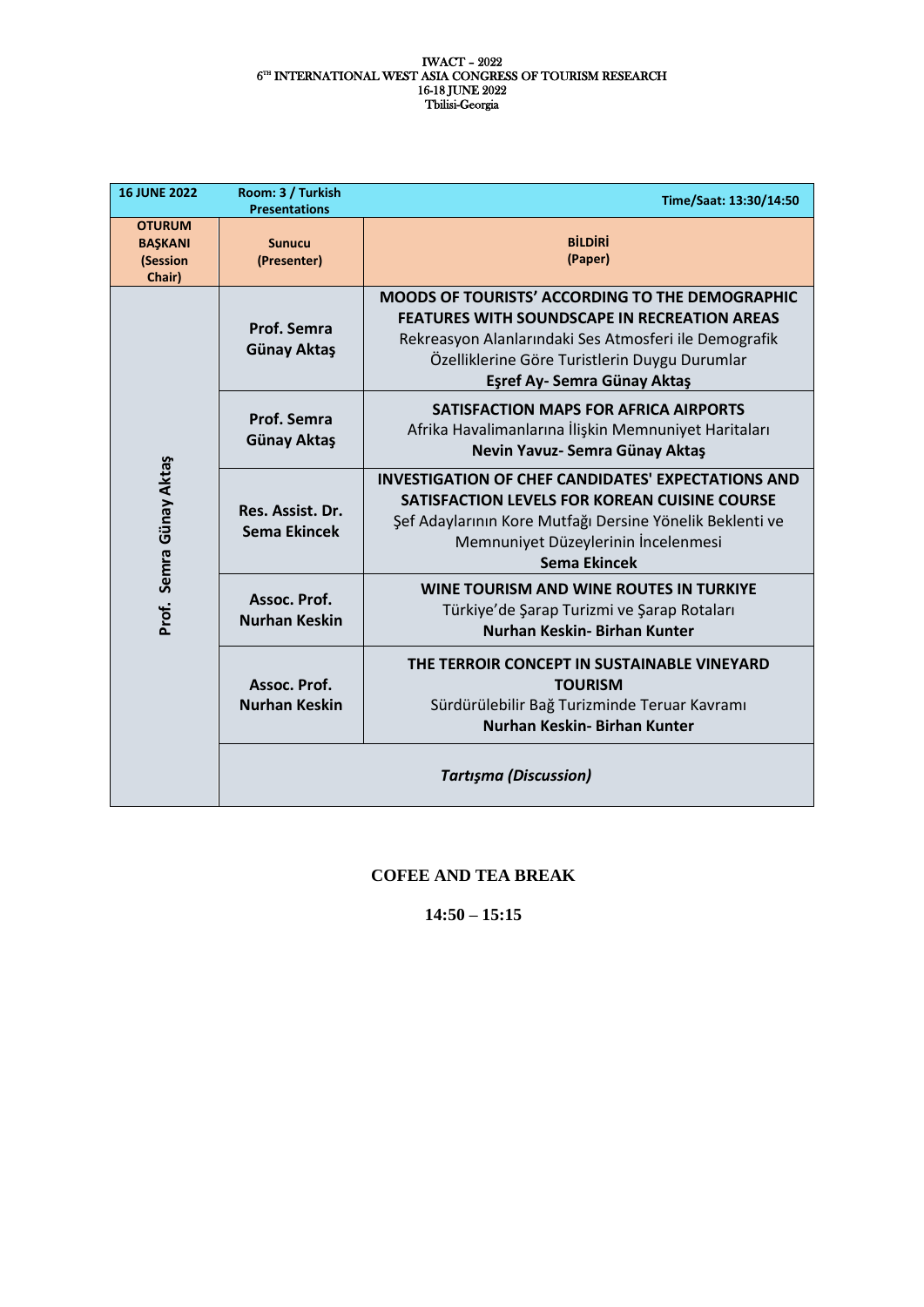| 16 JUNE 2022 | Room: 3 / Turkish Presentations | Time/Saat: 13:30/14:50 |
|---|---|---|
| **OTURUM BAŞKANI (Session Chair)** | **Sunucu (Presenter)** | **BİLDİRİ (Paper)** |
| Prof. Semra Günay Aktaş | Prof. Semra Günay Aktaş | **MOODS OF TOURISTS' ACCORDING TO THE DEMOGRAPHIC FEATURES WITH SOUNDSCAPE IN RECREATION AREAS** Rekreasyon Alanlarındaki Ses Atmosferi ile Demografik Özelliklerine Göre Turistlerin Duygu Durumlar **Eşref Ay- Semra Günay Aktaş** |
| | Prof. Semra Günay Aktaş | **SATISFACTION MAPS FOR AFRICA AIRPORTS** Afrika Havalimanlarına İlişkin Memnuniyet Haritaları **Nevin Yavuz- Semra Günay Aktaş** |
| | Res. Assist. Dr. Sema Ekincek | **INVESTIGATION OF CHEF CANDIDATES' EXPECTATIONS AND SATISFACTION LEVELS FOR KOREAN CUISINE COURSE** Şef Adaylarının Kore Mutfağı Dersine Yönelik Beklenti ve Memnuniyet Düzeylerinin İncelenmesi **Sema Ekincek** |
| | Assoc. Prof. Nurhan Keskin | **WINE TOURISM AND WINE ROUTES IN TURKIYE** Türkiye'de Şarap Turizmi ve Şarap Rotaları **Nurhan Keskin- Birhan Kunter** |
| | Assoc. Prof. Nurhan Keskin | **THE TERROIR CONCEPT IN SUSTAINABLE VINEYARD TOURISM** Sürdürülebilir Bağ Turizminde Teruar Kavramı **Nurhan Keskin- Birhan Kunter** |
| | *Tartışma (Discussion)* | |

**COFEE AND TEA BREAK**

**14:50 – 15:15**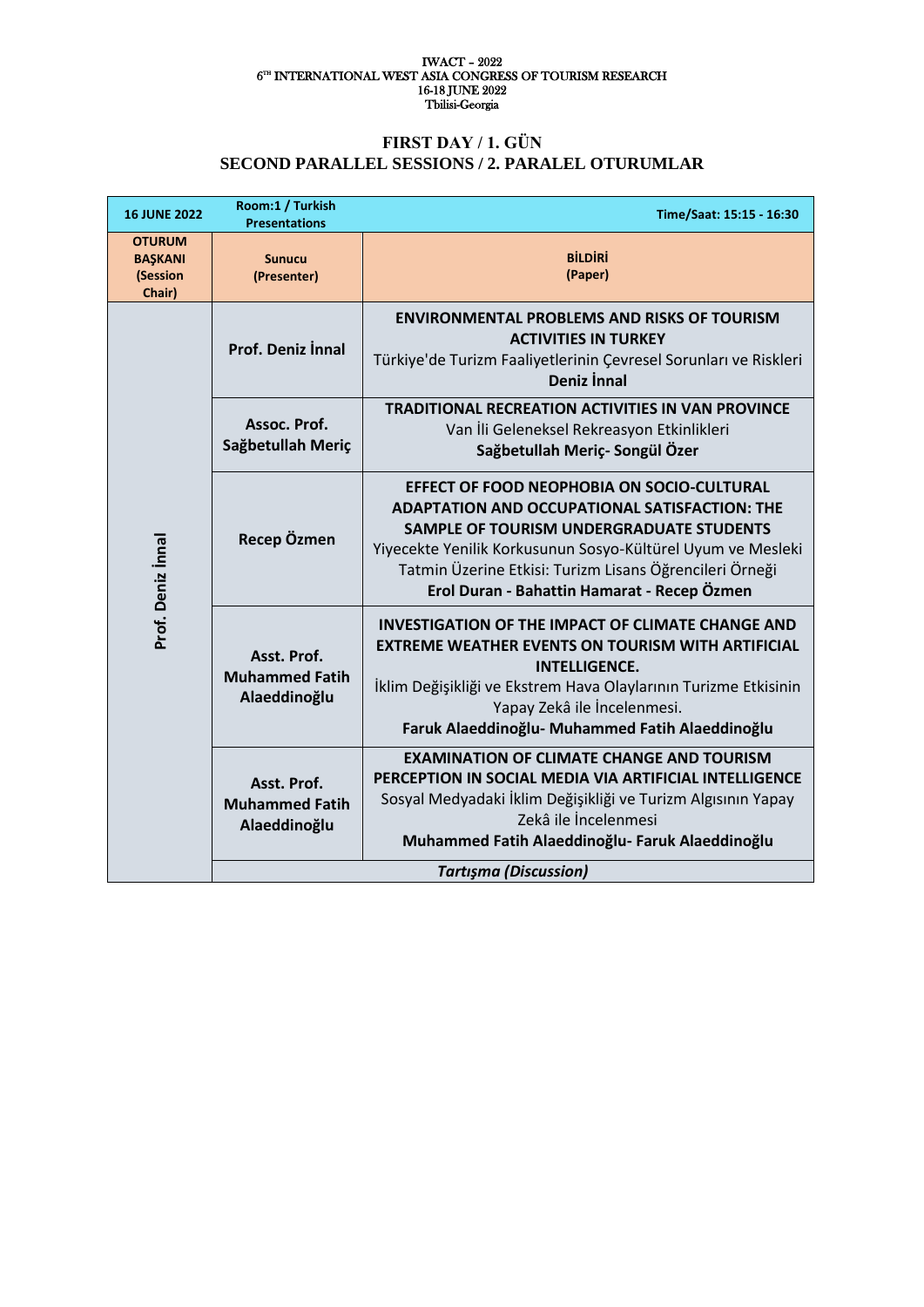IWACT – 2022
6TH INTERNATIONAL WEST ASIA CONGRESS OF TOURISM RESEARCH
16-18 JUNE 2022
Tbilisi-Georgia

## FIRST DAY / 1. GÜN
## SECOND PARALLEL SESSIONS / 2. PARALEL OTURUMLAR

| 16 JUNE 2022 | Room:1 / Turkish Presentations | Time/Saat: 15:15 - 16:30 |
|---|---|---|
| **OTURUM BAŞKANI (Session Chair)** | **Sunucu (Presenter)** | **BİLDİRİ (Paper)** |
| Prof. Deniz İnnal | Prof. Deniz İnnal | **ENVIRONMENTAL PROBLEMS AND RISKS OF TOURISM ACTIVITIES IN TURKEY**<br>Türkiye'de Turizm Faaliyetlerinin Çevresel Sorunları ve Riskleri<br>**Deniz İnnal** |
| | Assoc. Prof. Sağbetullah Meriç | **TRADITIONAL RECREATION ACTIVITIES IN VAN PROVINCE**<br>Van İli Geleneksel Rekreasyon Etkinlikleri<br>**Sağbetullah Meriç- Songül Özer** |
| | Recep Özmen | **EFFECT OF FOOD NEOPHOBIA ON SOCIO-CULTURAL ADAPTATION AND OCCUPATIONAL SATISFACTION: THE SAMPLE OF TOURISM UNDERGRADUATE STUDENTS**<br>Yiyecekte Yenilik Korkusunun Sosyo-Kültürel Uyum ve Mesleki Tatmin Üzerine Etkisi: Turizm Lisans Öğrencileri Örneği<br>**Erol Duran - Bahattin Hamarat - Recep Özmen** |
| | Asst. Prof. Muhammed Fatih Alaeddinoğlu | **INVESTIGATION OF THE IMPACT OF CLIMATE CHANGE AND EXTREME WEATHER EVENTS ON TOURISM WITH ARTIFICIAL INTELLIGENCE.**<br>İklim Değişikliği ve Ekstrem Hava Olaylarının Turizme Etkisinin Yapay Zekâ ile İncelenmesi.<br>**Faruk Alaeddinoğlu- Muhammed Fatih Alaeddinoğlu** |
| | Asst. Prof. Muhammed Fatih Alaeddinoğlu | **EXAMINATION OF CLIMATE CHANGE AND TOURISM PERCEPTION IN SOCIAL MEDIA VIA ARTIFICIAL INTELLIGENCE**<br>Sosyal Medyadaki İklim Değişikliği ve Turizm Algısının Yapay Zekâ ile İncelenmesi<br>**Muhammed Fatih Alaeddinoğlu- Faruk Alaeddinoğlu** |
| | *Tartışma (Discussion)* | |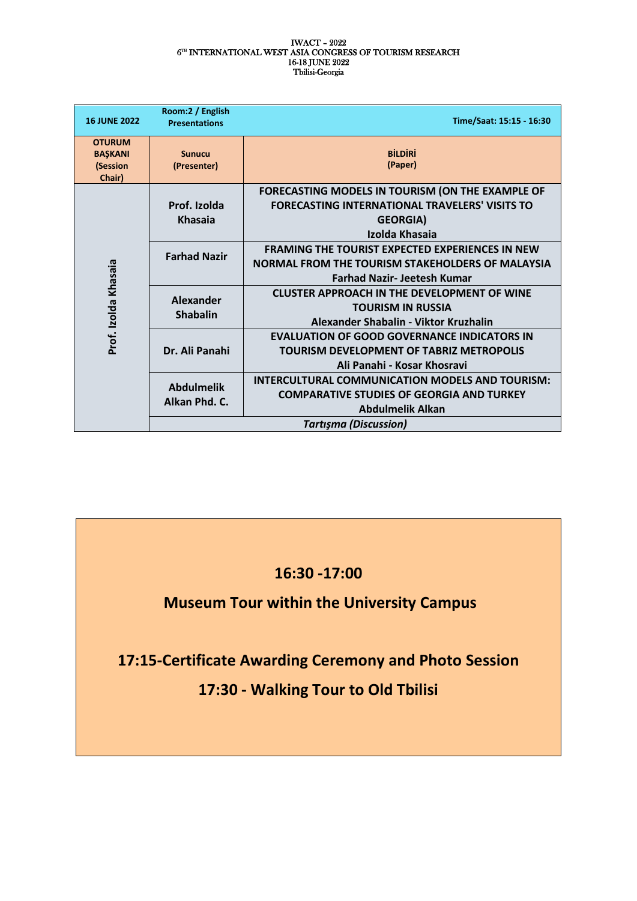| 16 JUNE 2022 | Room:2 / English Presentations | Time/Saat: 15:15 - 16:30 |
|---|---|---|
| **OTURUM BAŞKANI (Session Chair)** | **Sunucu (Presenter)** | **BİLDİRİ (Paper)** |
| Prof. Izolda Khasaia | Prof. Izolda Khasaia | **FORECASTING MODELS IN TOURISM (ON THE EXAMPLE OF FORECASTING INTERNATIONAL TRAVELERS' VISITS TO GEORGIA)**<br>Izolda Khasaia |
| | Farhad Nazir | **FRAMING THE TOURIST EXPECTED EXPERIENCES IN NEW NORMAL FROM THE TOURISM STAKEHOLDERS OF MALAYSIA**<br>Farhad Nazir- Jeetesh Kumar |
| | Alexander Shabalin | **CLUSTER APPROACH IN THE DEVELOPMENT OF WINE TOURISM IN RUSSIA**<br>Alexander Shabalin - Viktor Kruzhalin |
| | Dr. Ali Panahi | **EVALUATION OF GOOD GOVERNANCE INDICATORS IN TOURISM DEVELOPMENT OF TABRIZ METROPOLIS**<br>Ali Panahi - Kosar Khosravi |
| | Abdulmelik Alkan Phd. C. | **INTERCULTURAL COMMUNICATION MODELS AND TOURISM: COMPARATIVE STUDIES OF GEORGIA AND TURKEY**<br>Abdulmelik Alkan |
| | *Tartışma (Discussion)* | |

**16:30 -17:00**

**Museum Tour within the University Campus**

**17:15-Certificate Awarding Ceremony and Photo Session**

**17:30 - Walking Tour to Old Tbilisi**